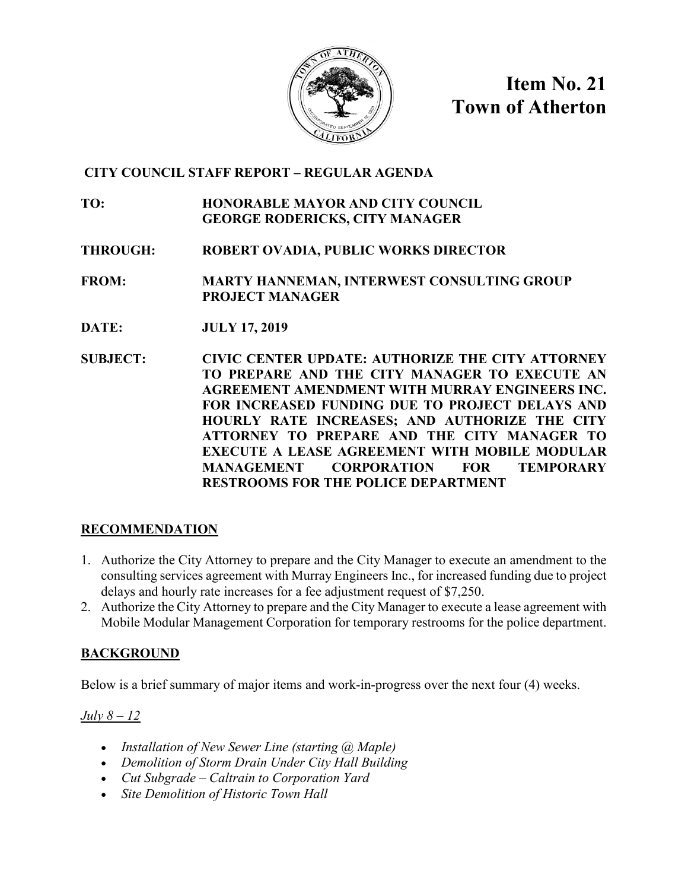# Item No. 21
# Town of Atherton

**CITY COUNCIL STAFF REPORT – REGULAR AGENDA**

**TO:** HONORABLE MAYOR AND CITY COUNCIL
GEORGE RODERICKS, CITY MANAGER

**THROUGH:** ROBERT OVADIA, PUBLIC WORKS DIRECTOR

**FROM:** MARTY HANNEMAN, INTERWEST CONSULTING GROUP PROJECT MANAGER

**DATE:** JULY 17, 2019

**SUBJECT:** CIVIC CENTER UPDATE: AUTHORIZE THE CITY ATTORNEY TO PREPARE AND THE CITY MANAGER TO EXECUTE AN AGREEMENT AMENDMENT WITH MURRAY ENGINEERS INC. FOR INCREASED FUNDING DUE TO PROJECT DELAYS AND HOURLY RATE INCREASES; AND AUTHORIZE THE CITY ATTORNEY TO PREPARE AND THE CITY MANAGER TO EXECUTE A LEASE AGREEMENT WITH MOBILE MODULAR MANAGEMENT CORPORATION FOR TEMPORARY RESTROOMS FOR THE POLICE DEPARTMENT

## RECOMMENDATION

1. Authorize the City Attorney to prepare and the City Manager to execute an amendment to the consulting services agreement with Murray Engineers Inc., for increased funding due to project delays and hourly rate increases for a fee adjustment request of $7,250.
2. Authorize the City Attorney to prepare and the City Manager to execute a lease agreement with Mobile Modular Management Corporation for temporary restrooms for the police department.

## BACKGROUND

Below is a brief summary of major items and work-in-progress over the next four (4) weeks.

*July 8 – 12*

- *Installation of New Sewer Line (starting @ Maple)*
- *Demolition of Storm Drain Under City Hall Building*
- *Cut Subgrade – Caltrain to Corporation Yard*
- *Site Demolition of Historic Town Hall*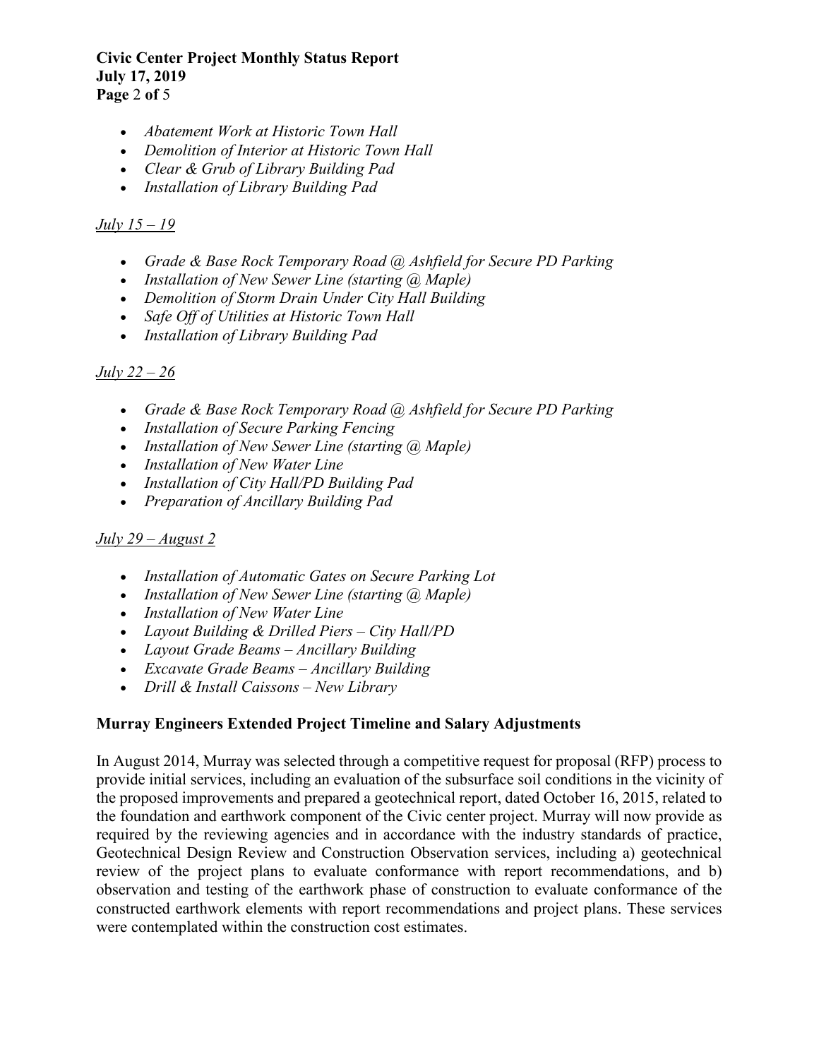- *Abatement Work at Historic Town Hall*
- *Demolition of Interior at Historic Town Hall*
- *Clear & Grub of Library Building Pad*
- *Installation of Library Building Pad*

*<u>July 15 – 19</u>*

- *Grade & Base Rock Temporary Road @ Ashfield for Secure PD Parking*
- *Installation of New Sewer Line (starting @ Maple)*
- *Demolition of Storm Drain Under City Hall Building*
- *Safe Off of Utilities at Historic Town Hall*
- *Installation of Library Building Pad*

*<u>July 22 – 26</u>*

- *Grade & Base Rock Temporary Road @ Ashfield for Secure PD Parking*
- *Installation of Secure Parking Fencing*
- *Installation of New Sewer Line (starting @ Maple)*
- *Installation of New Water Line*
- *Installation of City Hall/PD Building Pad*
- *Preparation of Ancillary Building Pad*

*<u>July 29 – August 2</u>*

- *Installation of Automatic Gates on Secure Parking Lot*
- *Installation of New Sewer Line (starting @ Maple)*
- *Installation of New Water Line*
- *Layout Building & Drilled Piers – City Hall/PD*
- *Layout Grade Beams – Ancillary Building*
- *Excavate Grade Beams – Ancillary Building*
- *Drill & Install Caissons – New Library*

**Murray Engineers Extended Project Timeline and Salary Adjustments**

In August 2014, Murray was selected through a competitive request for proposal (RFP) process to provide initial services, including an evaluation of the subsurface soil conditions in the vicinity of the proposed improvements and prepared a geotechnical report, dated October 16, 2015, related to the foundation and earthwork component of the Civic center project. Murray will now provide as required by the reviewing agencies and in accordance with the industry standards of practice, Geotechnical Design Review and Construction Observation services, including a) geotechnical review of the project plans to evaluate conformance with report recommendations, and b) observation and testing of the earthwork phase of construction to evaluate conformance of the constructed earthwork elements with report recommendations and project plans. These services were contemplated within the construction cost estimates.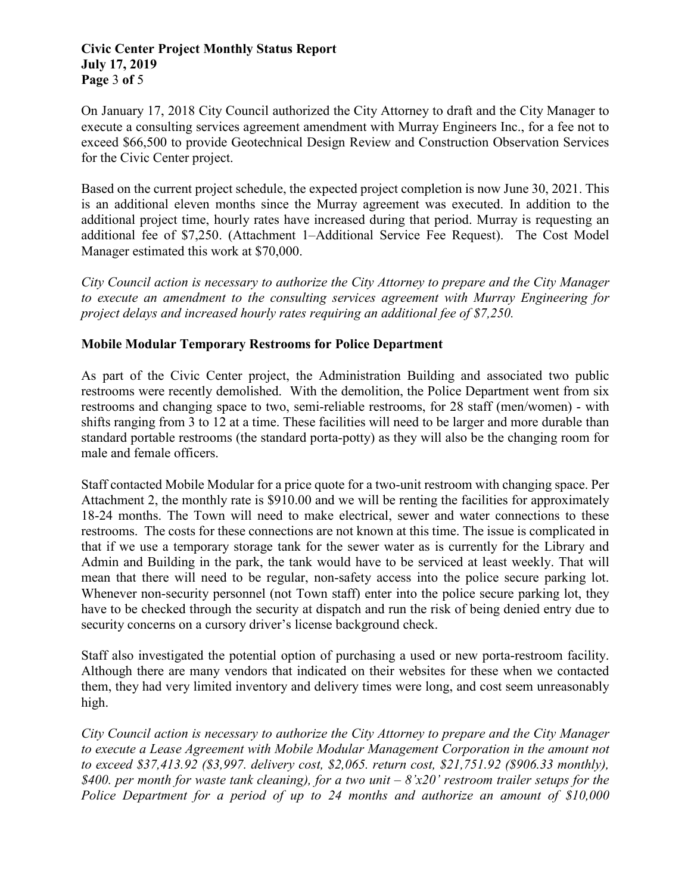On January 17, 2018 City Council authorized the City Attorney to draft and the City Manager to execute a consulting services agreement amendment with Murray Engineers Inc., for a fee not to exceed $66,500 to provide Geotechnical Design Review and Construction Observation Services for the Civic Center project.

Based on the current project schedule, the expected project completion is now June 30, 2021. This is an additional eleven months since the Murray agreement was executed. In addition to the additional project time, hourly rates have increased during that period. Murray is requesting an additional fee of $7,250. (Attachment 1–Additional Service Fee Request). The Cost Model Manager estimated this work at $70,000.

*City Council action is necessary to authorize the City Attorney to prepare and the City Manager to execute an amendment to the consulting services agreement with Murray Engineering for project delays and increased hourly rates requiring an additional fee of $7,250.*

**Mobile Modular Temporary Restrooms for Police Department**

As part of the Civic Center project, the Administration Building and associated two public restrooms were recently demolished. With the demolition, the Police Department went from six restrooms and changing space to two, semi-reliable restrooms, for 28 staff (men/women) - with shifts ranging from 3 to 12 at a time. These facilities will need to be larger and more durable than standard portable restrooms (the standard porta-potty) as they will also be the changing room for male and female officers.

Staff contacted Mobile Modular for a price quote for a two-unit restroom with changing space. Per Attachment 2, the monthly rate is $910.00 and we will be renting the facilities for approximately 18-24 months. The Town will need to make electrical, sewer and water connections to these restrooms. The costs for these connections are not known at this time. The issue is complicated in that if we use a temporary storage tank for the sewer water as is currently for the Library and Admin and Building in the park, the tank would have to be serviced at least weekly. That will mean that there will need to be regular, non-safety access into the police secure parking lot. Whenever non-security personnel (not Town staff) enter into the police secure parking lot, they have to be checked through the security at dispatch and run the risk of being denied entry due to security concerns on a cursory driver's license background check.

Staff also investigated the potential option of purchasing a used or new porta-restroom facility. Although there are many vendors that indicated on their websites for these when we contacted them, they had very limited inventory and delivery times were long, and cost seem unreasonably high.

*City Council action is necessary to authorize the City Attorney to prepare and the City Manager to execute a Lease Agreement with Mobile Modular Management Corporation in the amount not to exceed $37,413.92 ($3,997. delivery cost, $2,065. return cost, $21,751.92 ($906.33 monthly), $400. per month for waste tank cleaning), for a two unit – 8'x20' restroom trailer setups for the Police Department for a period of up to 24 months and authorize an amount of $10,000*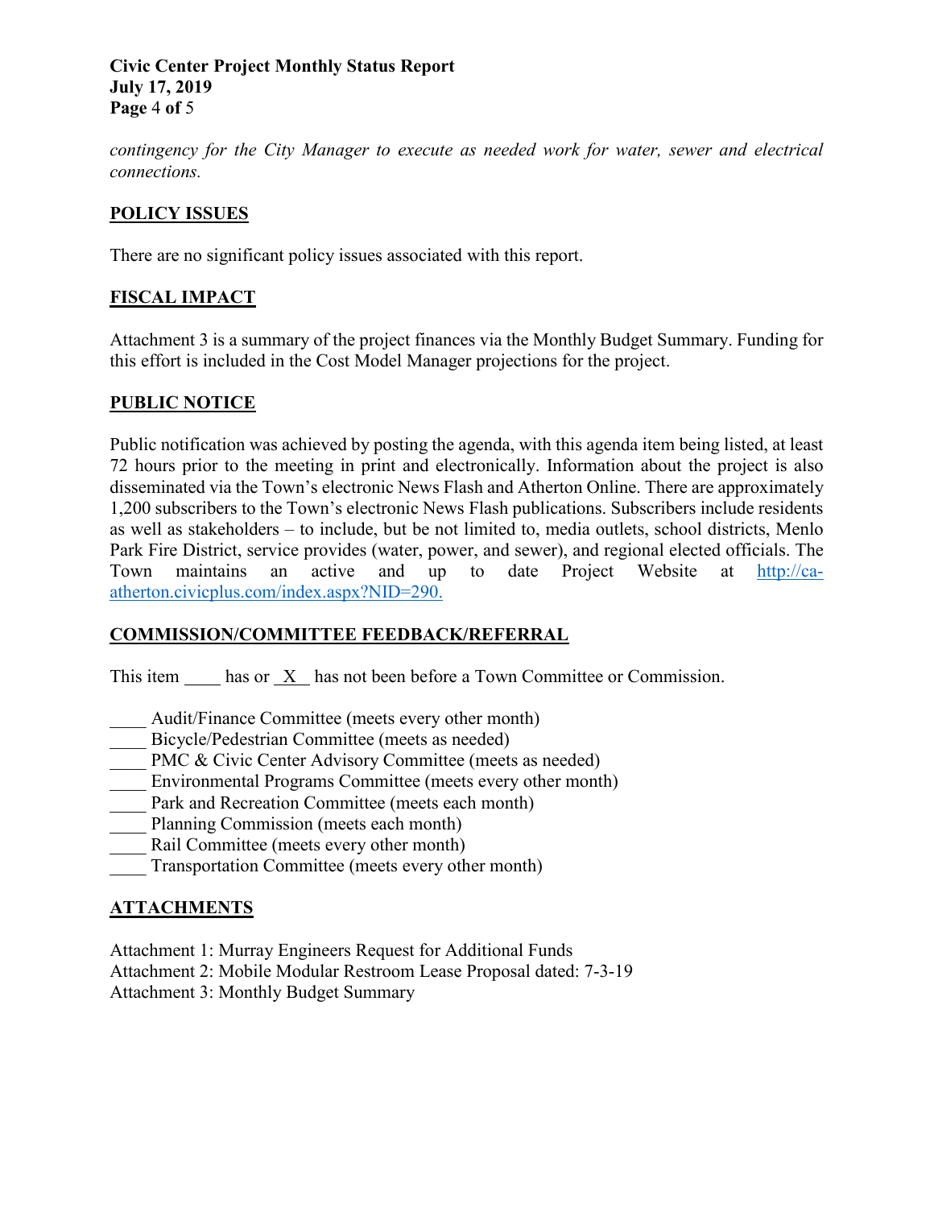*contingency for the City Manager to execute as needed work for water, sewer and electrical connections.*

## POLICY ISSUES

There are no significant policy issues associated with this report.

## FISCAL IMPACT

Attachment 3 is a summary of the project finances via the Monthly Budget Summary. Funding for this effort is included in the Cost Model Manager projections for the project.

## PUBLIC NOTICE

Public notification was achieved by posting the agenda, with this agenda item being listed, at least 72 hours prior to the meeting in print and electronically. Information about the project is also disseminated via the Town's electronic News Flash and Atherton Online. There are approximately 1,200 subscribers to the Town's electronic News Flash publications. Subscribers include residents as well as stakeholders – to include, but be not limited to, media outlets, school districts, Menlo Park Fire District, service provides (water, power, and sewer), and regional elected officials. The Town maintains an active and up to date Project Website at [http://ca-atherton.civicplus.com/index.aspx?NID=290.](http://ca-atherton.civicplus.com/index.aspx?NID=290)

## COMMISSION/COMMITTEE FEEDBACK/REFERRAL

This item ____ has or \_X\_ has not been before a Town Committee or Commission.

____ Audit/Finance Committee (meets every other month)
____ Bicycle/Pedestrian Committee (meets as needed)
____ PMC & Civic Center Advisory Committee (meets as needed)
____ Environmental Programs Committee (meets every other month)
____ Park and Recreation Committee (meets each month)
____ Planning Commission (meets each month)
____ Rail Committee (meets every other month)
____ Transportation Committee (meets every other month)

## ATTACHMENTS

Attachment 1: Murray Engineers Request for Additional Funds
Attachment 2: Mobile Modular Restroom Lease Proposal dated: 7-3-19
Attachment 3: Monthly Budget Summary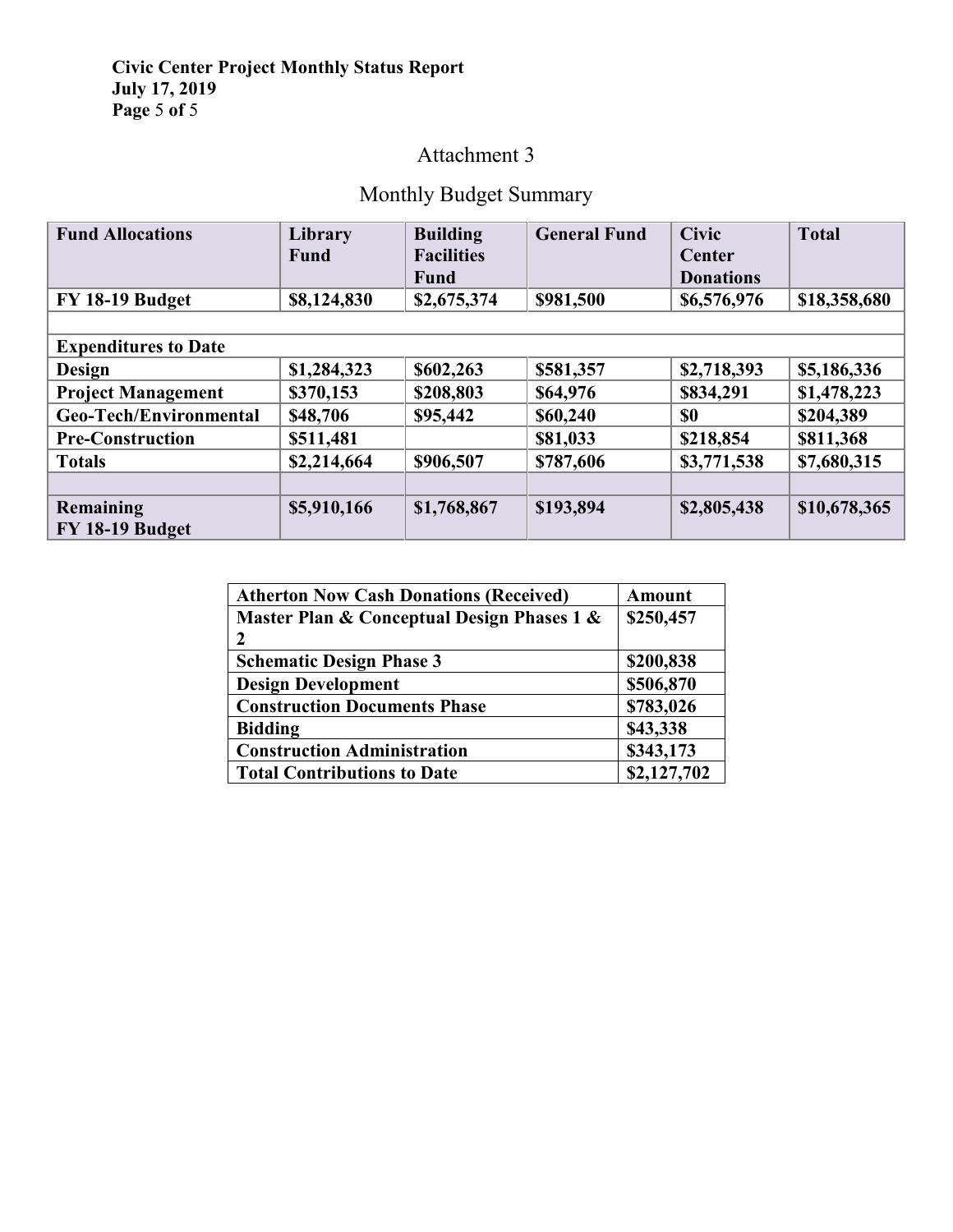# Attachment 3

## Monthly Budget Summary

| Fund Allocations | Library Fund | Building Facilities Fund | General Fund | Civic Center Donations | Total |
|---|---|---|---|---|---|
| FY 18-19 Budget | $8,124,830 | $2,675,374 | $981,500 | $6,576,976 | $18,358,680 |
| | | | | | |
| **Expenditures to Date** | | | | | |
| Design | $1,284,323 | $602,263 | $581,357 | $2,718,393 | $5,186,336 |
| Project Management | $370,153 | $208,803 | $64,976 | $834,291 | $1,478,223 |
| Geo-Tech/Environmental | $48,706 | $95,442 | $60,240 | $0 | $204,389 |
| Pre-Construction | $511,481 | | $81,033 | $218,854 | $811,368 |
| Totals | $2,214,664 | $906,507 | $787,606 | $3,771,538 | $7,680,315 |
| | | | | | |
| Remaining FY 18-19 Budget | $5,910,166 | $1,768,867 | $193,894 | $2,805,438 | $10,678,365 |

| Atherton Now Cash Donations (Received) | Amount |
|---|---|
| Master Plan & Conceptual Design Phases 1 & 2 | $250,457 |
| Schematic Design Phase 3 | $200,838 |
| Design Development | $506,870 |
| Construction Documents Phase | $783,026 |
| Bidding | $43,338 |
| Construction Administration | $343,173 |
| Total Contributions to Date | $2,127,702 |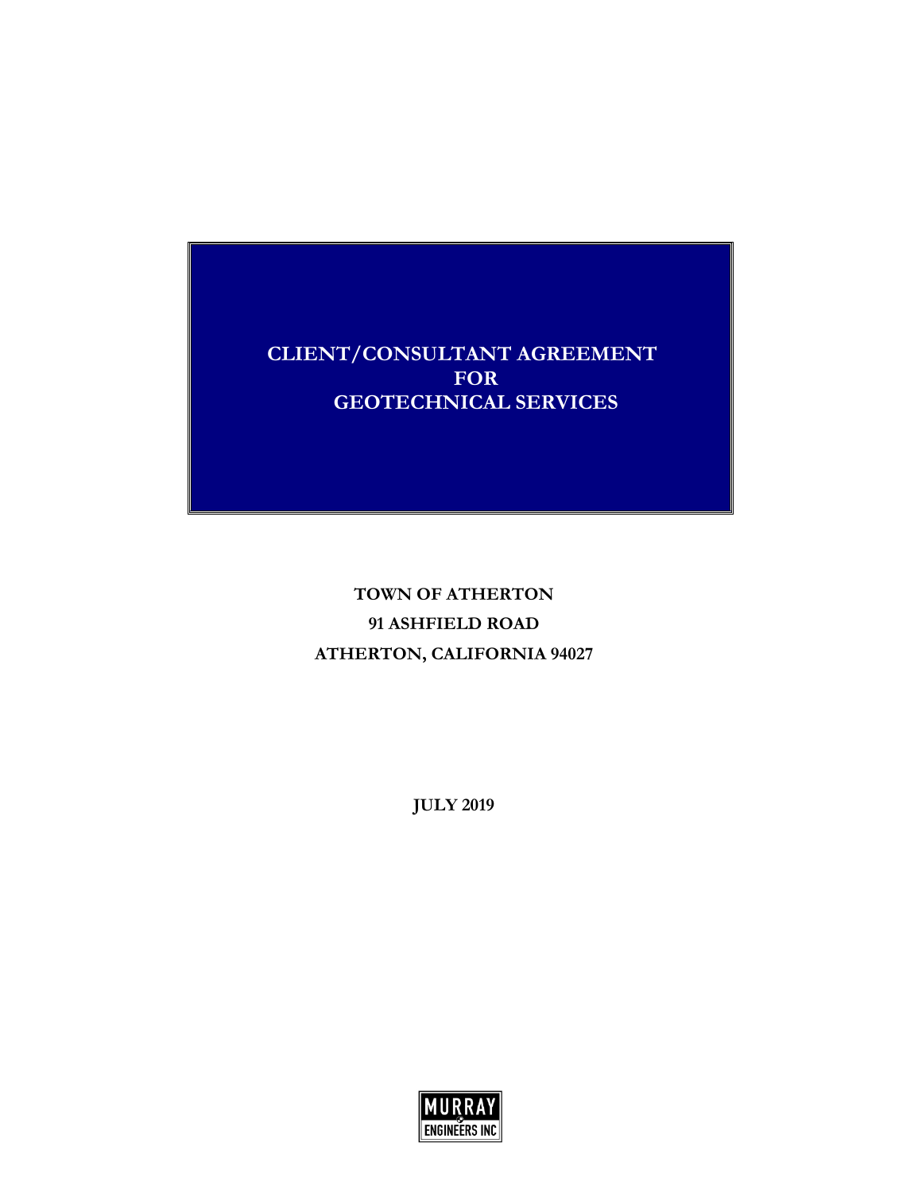# CLIENT/CONSULTANT AGREEMENT FOR GEOTECHNICAL SERVICES

**TOWN OF ATHERTON**

**91 ASHFIELD ROAD**

**ATHERTON, CALIFORNIA 94027**

**JULY 2019**

MURRAY ENGINEERS INC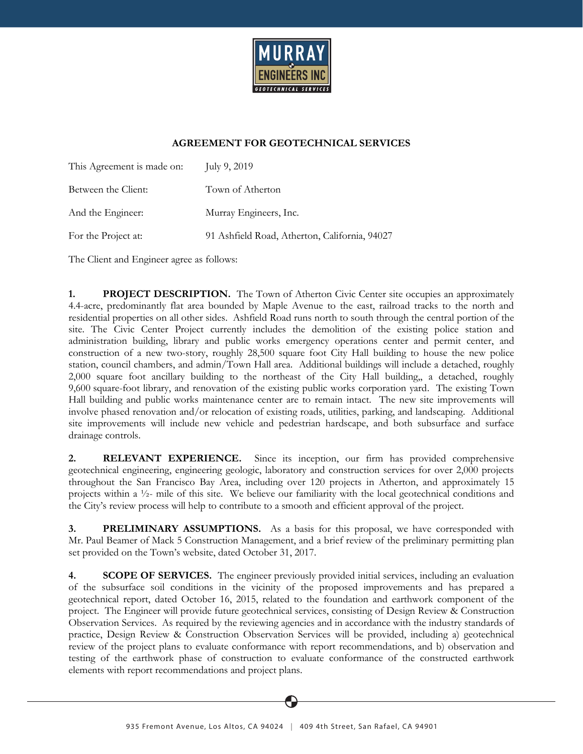## AGREEMENT FOR GEOTECHNICAL SERVICES

| | |
|---|---|
| This Agreement is made on: | July 9, 2019 |
| Between the Client: | Town of Atherton |
| And the Engineer: | Murray Engineers, Inc. |
| For the Project at: | 91 Ashfield Road, Atherton, California, 94027 |

The Client and Engineer agree as follows:

**1. PROJECT DESCRIPTION.** The Town of Atherton Civic Center site occupies an approximately 4.4-acre, predominantly flat area bounded by Maple Avenue to the east, railroad tracks to the north and residential properties on all other sides. Ashfield Road runs north to south through the central portion of the site. The Civic Center Project currently includes the demolition of the existing police station and administration building, library and public works emergency operations center and permit center, and construction of a new two-story, roughly 28,500 square foot City Hall building to house the new police station, council chambers, and admin/Town Hall area. Additional buildings will include a detached, roughly 2,000 square foot ancillary building to the northeast of the City Hall building,, a detached, roughly 9,600 square-foot library, and renovation of the existing public works corporation yard. The existing Town Hall building and public works maintenance center are to remain intact. The new site improvements will involve phased renovation and/or relocation of existing roads, utilities, parking, and landscaping. Additional site improvements will include new vehicle and pedestrian hardscape, and both subsurface and surface drainage controls.

**2. RELEVANT EXPERIENCE.** Since its inception, our firm has provided comprehensive geotechnical engineering, engineering geologic, laboratory and construction services for over 2,000 projects throughout the San Francisco Bay Area, including over 120 projects in Atherton, and approximately 15 projects within a ½- mile of this site. We believe our familiarity with the local geotechnical conditions and the City's review process will help to contribute to a smooth and efficient approval of the project.

**3. PRELIMINARY ASSUMPTIONS.** As a basis for this proposal, we have corresponded with Mr. Paul Beamer of Mack 5 Construction Management, and a brief review of the preliminary permitting plan set provided on the Town's website, dated October 31, 2017.

**4. SCOPE OF SERVICES.** The engineer previously provided initial services, including an evaluation of the subsurface soil conditions in the vicinity of the proposed improvements and has prepared a geotechnical report, dated October 16, 2015, related to the foundation and earthwork component of the project. The Engineer will provide future geotechnical services, consisting of Design Review & Construction Observation Services. As required by the reviewing agencies and in accordance with the industry standards of practice, Design Review & Construction Observation Services will be provided, including a) geotechnical review of the project plans to evaluate conformance with report recommendations, and b) observation and testing of the earthwork phase of construction to evaluate conformance of the constructed earthwork elements with report recommendations and project plans.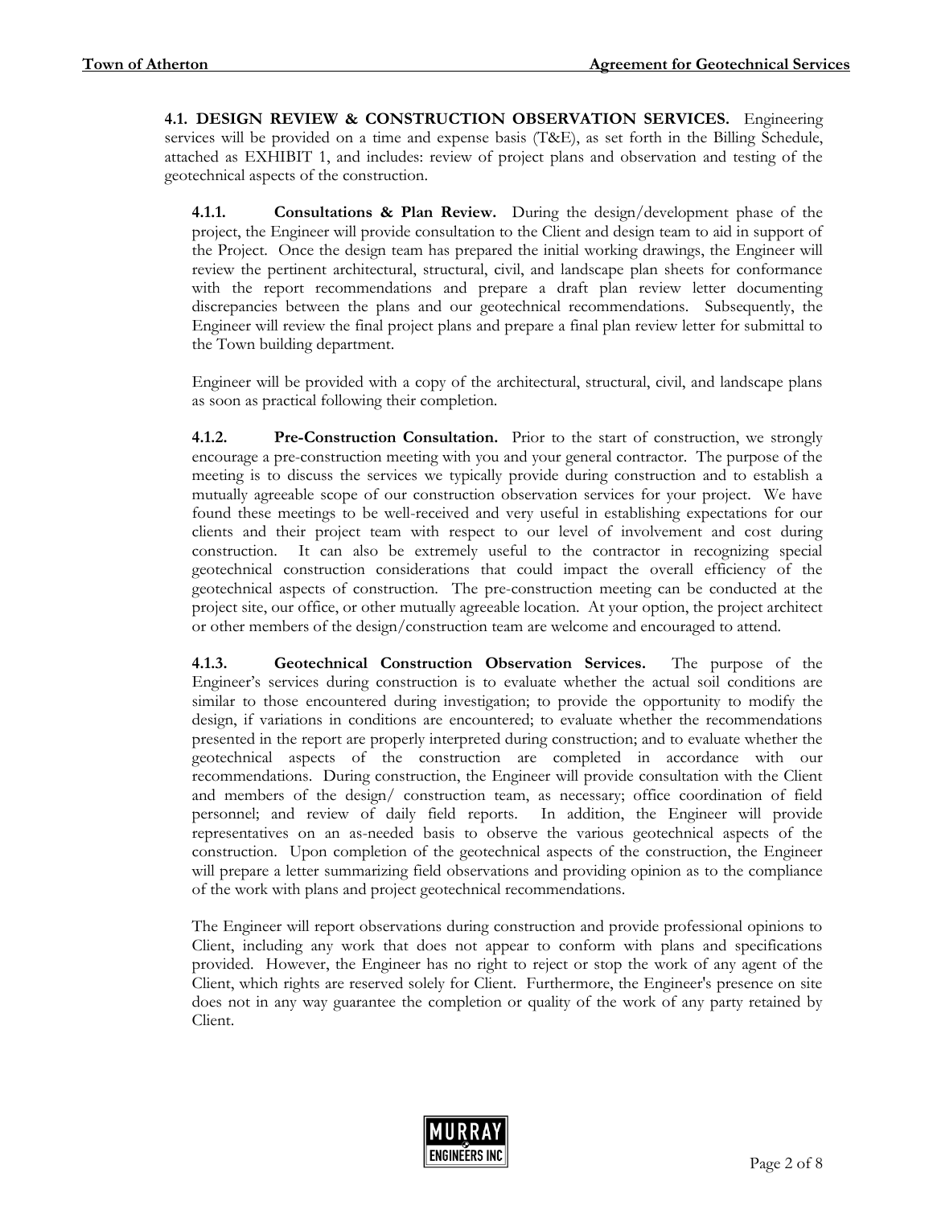**4.1. DESIGN REVIEW & CONSTRUCTION OBSERVATION SERVICES.** Engineering services will be provided on a time and expense basis (T&E), as set forth in the Billing Schedule, attached as EXHIBIT 1, and includes: review of project plans and observation and testing of the geotechnical aspects of the construction.

**4.1.1. Consultations & Plan Review.** During the design/development phase of the project, the Engineer will provide consultation to the Client and design team to aid in support of the Project. Once the design team has prepared the initial working drawings, the Engineer will review the pertinent architectural, structural, civil, and landscape plan sheets for conformance with the report recommendations and prepare a draft plan review letter documenting discrepancies between the plans and our geotechnical recommendations. Subsequently, the Engineer will review the final project plans and prepare a final plan review letter for submittal to the Town building department.

Engineer will be provided with a copy of the architectural, structural, civil, and landscape plans as soon as practical following their completion.

**4.1.2. Pre-Construction Consultation.** Prior to the start of construction, we strongly encourage a pre-construction meeting with you and your general contractor. The purpose of the meeting is to discuss the services we typically provide during construction and to establish a mutually agreeable scope of our construction observation services for your project. We have found these meetings to be well-received and very useful in establishing expectations for our clients and their project team with respect to our level of involvement and cost during construction. It can also be extremely useful to the contractor in recognizing special geotechnical construction considerations that could impact the overall efficiency of the geotechnical aspects of construction. The pre-construction meeting can be conducted at the project site, our office, or other mutually agreeable location. At your option, the project architect or other members of the design/construction team are welcome and encouraged to attend.

**4.1.3. Geotechnical Construction Observation Services.** The purpose of the Engineer's services during construction is to evaluate whether the actual soil conditions are similar to those encountered during investigation; to provide the opportunity to modify the design, if variations in conditions are encountered; to evaluate whether the recommendations presented in the report are properly interpreted during construction; and to evaluate whether the geotechnical aspects of the construction are completed in accordance with our recommendations. During construction, the Engineer will provide consultation with the Client and members of the design/ construction team, as necessary; office coordination of field personnel; and review of daily field reports. In addition, the Engineer will provide representatives on an as-needed basis to observe the various geotechnical aspects of the construction. Upon completion of the geotechnical aspects of the construction, the Engineer will prepare a letter summarizing field observations and providing opinion as to the compliance of the work with plans and project geotechnical recommendations.

The Engineer will report observations during construction and provide professional opinions to Client, including any work that does not appear to conform with plans and specifications provided. However, the Engineer has no right to reject or stop the work of any agent of the Client, which rights are reserved solely for Client. Furthermore, the Engineer's presence on site does not in any way guarantee the completion or quality of the work of any party retained by Client.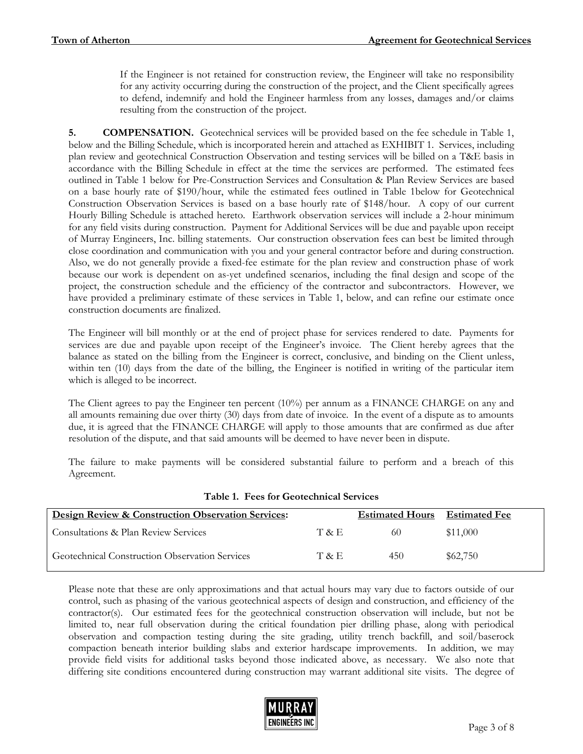If the Engineer is not retained for construction review, the Engineer will take no responsibility for any activity occurring during the construction of the project, and the Client specifically agrees to defend, indemnify and hold the Engineer harmless from any losses, damages and/or claims resulting from the construction of the project.

**5. COMPENSATION.** Geotechnical services will be provided based on the fee schedule in Table 1, below and the Billing Schedule, which is incorporated herein and attached as EXHIBIT 1. Services, including plan review and geotechnical Construction Observation and testing services will be billed on a T&E basis in accordance with the Billing Schedule in effect at the time the services are performed. The estimated fees outlined in Table 1 below for Pre-Construction Services and Consultation & Plan Review Services are based on a base hourly rate of $190/hour, while the estimated fees outlined in Table 1below for Geotechnical Construction Observation Services is based on a base hourly rate of $148/hour. A copy of our current Hourly Billing Schedule is attached hereto. Earthwork observation services will include a 2-hour minimum for any field visits during construction. Payment for Additional Services will be due and payable upon receipt of Murray Engineers, Inc. billing statements. Our construction observation fees can best be limited through close coordination and communication with you and your general contractor before and during construction. Also, we do not generally provide a fixed-fee estimate for the plan review and construction phase of work because our work is dependent on as-yet undefined scenarios, including the final design and scope of the project, the construction schedule and the efficiency of the contractor and subcontractors. However, we have provided a preliminary estimate of these services in Table 1, below, and can refine our estimate once construction documents are finalized.

The Engineer will bill monthly or at the end of project phase for services rendered to date. Payments for services are due and payable upon receipt of the Engineer's invoice. The Client hereby agrees that the balance as stated on the billing from the Engineer is correct, conclusive, and binding on the Client unless, within ten (10) days from the date of the billing, the Engineer is notified in writing of the particular item which is alleged to be incorrect.

The Client agrees to pay the Engineer ten percent (10%) per annum as a FINANCE CHARGE on any and all amounts remaining due over thirty (30) days from date of invoice. In the event of a dispute as to amounts due, it is agreed that the FINANCE CHARGE will apply to those amounts that are confirmed as due after resolution of the dispute, and that said amounts will be deemed to have never been in dispute.

The failure to make payments will be considered substantial failure to perform and a breach of this Agreement.

**Table 1. Fees for Geotechnical Services**

| Design Review & Construction Observation Services: | | Estimated Hours | Estimated Fee |
|---|---|---|---|
| Consultations & Plan Review Services | T & E | 60 | $11,000 |
| Geotechnical Construction Observation Services | T & E | 450 | $62,750 |

Please note that these are only approximations and that actual hours may vary due to factors outside of our control, such as phasing of the various geotechnical aspects of design and construction, and efficiency of the contractor(s). Our estimated fees for the geotechnical construction observation will include, but not be limited to, near full observation during the critical foundation pier drilling phase, along with periodical observation and compaction testing during the site grading, utility trench backfill, and soil/baserock compaction beneath interior building slabs and exterior hardscape improvements. In addition, we may provide field visits for additional tasks beyond those indicated above, as necessary. We also note that differing site conditions encountered during construction may warrant additional site visits. The degree of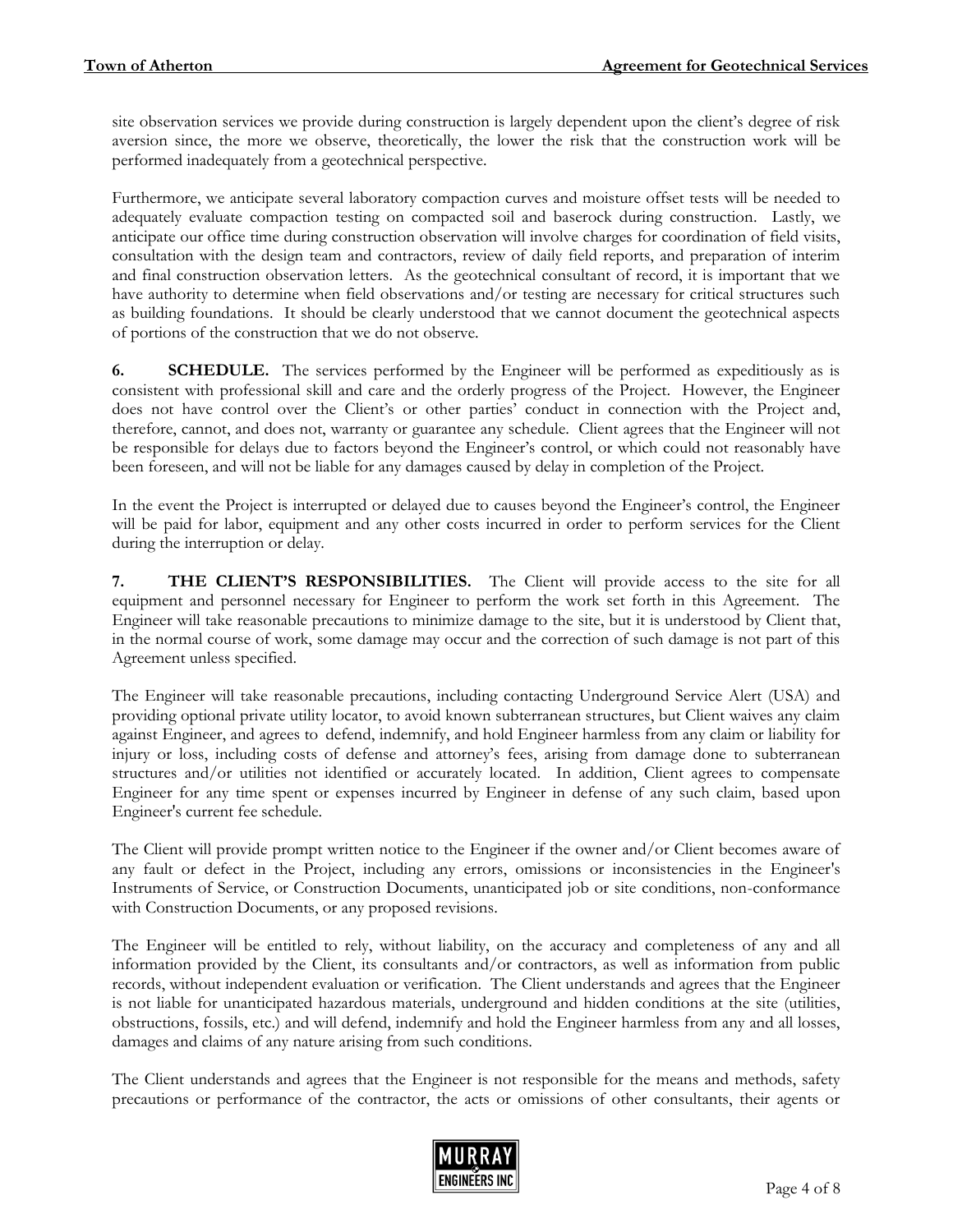site observation services we provide during construction is largely dependent upon the client's degree of risk aversion since, the more we observe, theoretically, the lower the risk that the construction work will be performed inadequately from a geotechnical perspective.

Furthermore, we anticipate several laboratory compaction curves and moisture offset tests will be needed to adequately evaluate compaction testing on compacted soil and baserock during construction. Lastly, we anticipate our office time during construction observation will involve charges for coordination of field visits, consultation with the design team and contractors, review of daily field reports, and preparation of interim and final construction observation letters. As the geotechnical consultant of record, it is important that we have authority to determine when field observations and/or testing are necessary for critical structures such as building foundations. It should be clearly understood that we cannot document the geotechnical aspects of portions of the construction that we do not observe.

**6. SCHEDULE.** The services performed by the Engineer will be performed as expeditiously as is consistent with professional skill and care and the orderly progress of the Project. However, the Engineer does not have control over the Client's or other parties' conduct in connection with the Project and, therefore, cannot, and does not, warranty or guarantee any schedule. Client agrees that the Engineer will not be responsible for delays due to factors beyond the Engineer's control, or which could not reasonably have been foreseen, and will not be liable for any damages caused by delay in completion of the Project.

In the event the Project is interrupted or delayed due to causes beyond the Engineer's control, the Engineer will be paid for labor, equipment and any other costs incurred in order to perform services for the Client during the interruption or delay.

**7. THE CLIENT'S RESPONSIBILITIES.** The Client will provide access to the site for all equipment and personnel necessary for Engineer to perform the work set forth in this Agreement. The Engineer will take reasonable precautions to minimize damage to the site, but it is understood by Client that, in the normal course of work, some damage may occur and the correction of such damage is not part of this Agreement unless specified.

The Engineer will take reasonable precautions, including contacting Underground Service Alert (USA) and providing optional private utility locator, to avoid known subterranean structures, but Client waives any claim against Engineer, and agrees to defend, indemnify, and hold Engineer harmless from any claim or liability for injury or loss, including costs of defense and attorney's fees, arising from damage done to subterranean structures and/or utilities not identified or accurately located. In addition, Client agrees to compensate Engineer for any time spent or expenses incurred by Engineer in defense of any such claim, based upon Engineer's current fee schedule.

The Client will provide prompt written notice to the Engineer if the owner and/or Client becomes aware of any fault or defect in the Project, including any errors, omissions or inconsistencies in the Engineer's Instruments of Service, or Construction Documents, unanticipated job or site conditions, non-conformance with Construction Documents, or any proposed revisions.

The Engineer will be entitled to rely, without liability, on the accuracy and completeness of any and all information provided by the Client, its consultants and/or contractors, as well as information from public records, without independent evaluation or verification. The Client understands and agrees that the Engineer is not liable for unanticipated hazardous materials, underground and hidden conditions at the site (utilities, obstructions, fossils, etc.) and will defend, indemnify and hold the Engineer harmless from any and all losses, damages and claims of any nature arising from such conditions.

The Client understands and agrees that the Engineer is not responsible for the means and methods, safety precautions or performance of the contractor, the acts or omissions of other consultants, their agents or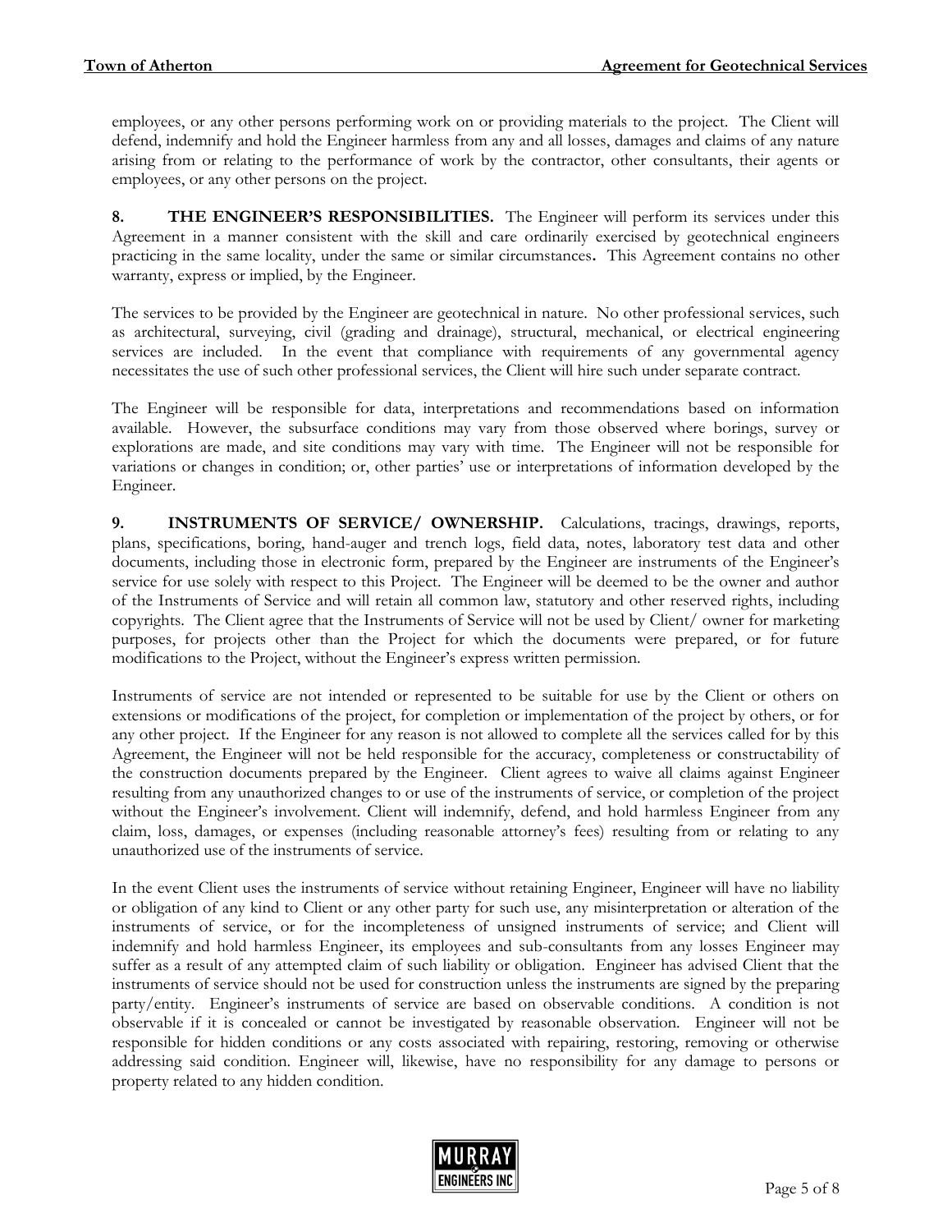employees, or any other persons performing work on or providing materials to the project. The Client will defend, indemnify and hold the Engineer harmless from any and all losses, damages and claims of any nature arising from or relating to the performance of work by the contractor, other consultants, their agents or employees, or any other persons on the project.

**8. THE ENGINEER'S RESPONSIBILITIES.** The Engineer will perform its services under this Agreement in a manner consistent with the skill and care ordinarily exercised by geotechnical engineers practicing in the same locality, under the same or similar circumstances**.** This Agreement contains no other warranty, express or implied, by the Engineer.

The services to be provided by the Engineer are geotechnical in nature. No other professional services, such as architectural, surveying, civil (grading and drainage), structural, mechanical, or electrical engineering services are included. In the event that compliance with requirements of any governmental agency necessitates the use of such other professional services, the Client will hire such under separate contract.

The Engineer will be responsible for data, interpretations and recommendations based on information available. However, the subsurface conditions may vary from those observed where borings, survey or explorations are made, and site conditions may vary with time. The Engineer will not be responsible for variations or changes in condition; or, other parties' use or interpretations of information developed by the Engineer.

**9. INSTRUMENTS OF SERVICE/ OWNERSHIP.** Calculations, tracings, drawings, reports, plans, specifications, boring, hand-auger and trench logs, field data, notes, laboratory test data and other documents, including those in electronic form, prepared by the Engineer are instruments of the Engineer's service for use solely with respect to this Project. The Engineer will be deemed to be the owner and author of the Instruments of Service and will retain all common law, statutory and other reserved rights, including copyrights. The Client agree that the Instruments of Service will not be used by Client/ owner for marketing purposes, for projects other than the Project for which the documents were prepared, or for future modifications to the Project, without the Engineer's express written permission.

Instruments of service are not intended or represented to be suitable for use by the Client or others on extensions or modifications of the project, for completion or implementation of the project by others, or for any other project. If the Engineer for any reason is not allowed to complete all the services called for by this Agreement, the Engineer will not be held responsible for the accuracy, completeness or constructability of the construction documents prepared by the Engineer. Client agrees to waive all claims against Engineer resulting from any unauthorized changes to or use of the instruments of service, or completion of the project without the Engineer's involvement. Client will indemnify, defend, and hold harmless Engineer from any claim, loss, damages, or expenses (including reasonable attorney's fees) resulting from or relating to any unauthorized use of the instruments of service.

In the event Client uses the instruments of service without retaining Engineer, Engineer will have no liability or obligation of any kind to Client or any other party for such use, any misinterpretation or alteration of the instruments of service, or for the incompleteness of unsigned instruments of service; and Client will indemnify and hold harmless Engineer, its employees and sub-consultants from any losses Engineer may suffer as a result of any attempted claim of such liability or obligation. Engineer has advised Client that the instruments of service should not be used for construction unless the instruments are signed by the preparing party/entity. Engineer's instruments of service are based on observable conditions. A condition is not observable if it is concealed or cannot be investigated by reasonable observation. Engineer will not be responsible for hidden conditions or any costs associated with repairing, restoring, removing or otherwise addressing said condition. Engineer will, likewise, have no responsibility for any damage to persons or property related to any hidden condition.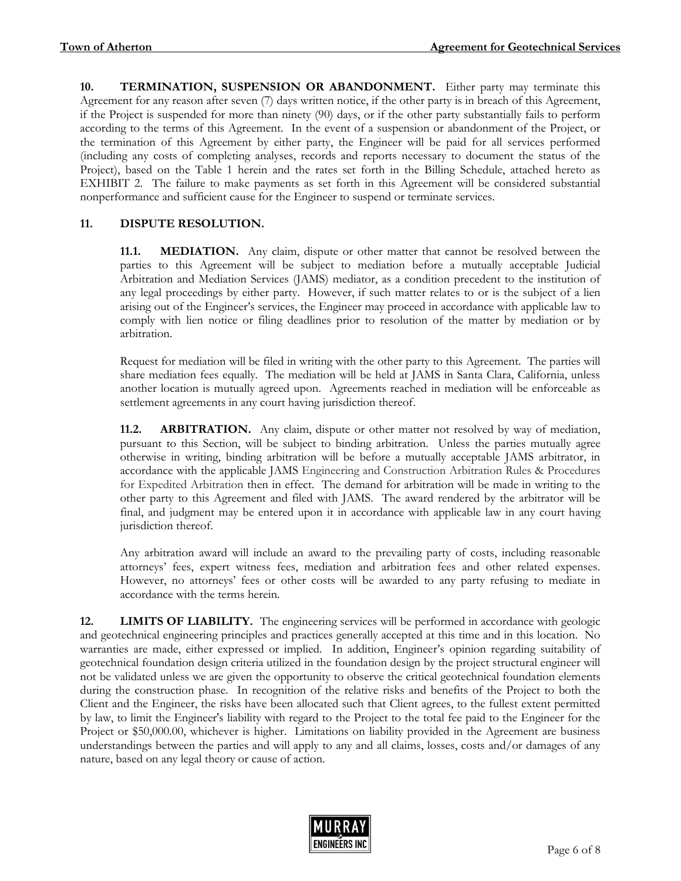**10. TERMINATION, SUSPENSION OR ABANDONMENT.** Either party may terminate this Agreement for any reason after seven (7) days written notice, if the other party is in breach of this Agreement, if the Project is suspended for more than ninety (90) days, or if the other party substantially fails to perform according to the terms of this Agreement. In the event of a suspension or abandonment of the Project, or the termination of this Agreement by either party, the Engineer will be paid for all services performed (including any costs of completing analyses, records and reports necessary to document the status of the Project), based on the Table 1 herein and the rates set forth in the Billing Schedule, attached hereto as EXHIBIT 2. The failure to make payments as set forth in this Agreement will be considered substantial nonperformance and sufficient cause for the Engineer to suspend or terminate services.

**11. DISPUTE RESOLUTION.**

**11.1. MEDIATION.** Any claim, dispute or other matter that cannot be resolved between the parties to this Agreement will be subject to mediation before a mutually acceptable Judicial Arbitration and Mediation Services (JAMS) mediator, as a condition precedent to the institution of any legal proceedings by either party. However, if such matter relates to or is the subject of a lien arising out of the Engineer's services, the Engineer may proceed in accordance with applicable law to comply with lien notice or filing deadlines prior to resolution of the matter by mediation or by arbitration.

Request for mediation will be filed in writing with the other party to this Agreement. The parties will share mediation fees equally. The mediation will be held at JAMS in Santa Clara, California, unless another location is mutually agreed upon. Agreements reached in mediation will be enforceable as settlement agreements in any court having jurisdiction thereof.

**11.2. ARBITRATION.** Any claim, dispute or other matter not resolved by way of mediation, pursuant to this Section, will be subject to binding arbitration. Unless the parties mutually agree otherwise in writing, binding arbitration will be before a mutually acceptable JAMS arbitrator, in accordance with the applicable JAMS Engineering and Construction Arbitration Rules & Procedures for Expedited Arbitration then in effect. The demand for arbitration will be made in writing to the other party to this Agreement and filed with JAMS. The award rendered by the arbitrator will be final, and judgment may be entered upon it in accordance with applicable law in any court having jurisdiction thereof.

Any arbitration award will include an award to the prevailing party of costs, including reasonable attorneys' fees, expert witness fees, mediation and arbitration fees and other related expenses. However, no attorneys' fees or other costs will be awarded to any party refusing to mediate in accordance with the terms herein.

**12. LIMITS OF LIABILITY.** The engineering services will be performed in accordance with geologic and geotechnical engineering principles and practices generally accepted at this time and in this location. No warranties are made, either expressed or implied. In addition, Engineer's opinion regarding suitability of geotechnical foundation design criteria utilized in the foundation design by the project structural engineer will not be validated unless we are given the opportunity to observe the critical geotechnical foundation elements during the construction phase. In recognition of the relative risks and benefits of the Project to both the Client and the Engineer, the risks have been allocated such that Client agrees, to the fullest extent permitted by law, to limit the Engineer's liability with regard to the Project to the total fee paid to the Engineer for the Project or $50,000.00, whichever is higher. Limitations on liability provided in the Agreement are business understandings between the parties and will apply to any and all claims, losses, costs and/or damages of any nature, based on any legal theory or cause of action.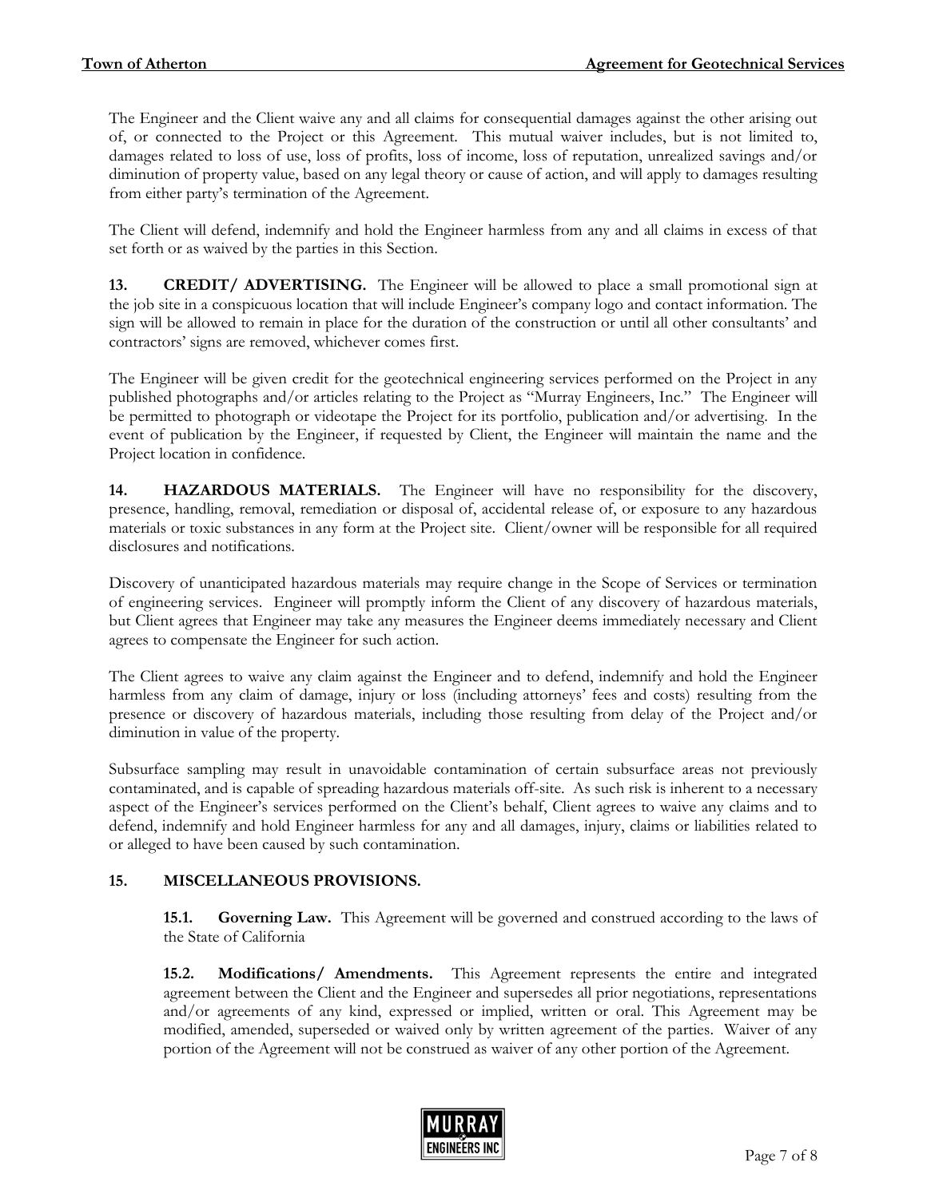The Engineer and the Client waive any and all claims for consequential damages against the other arising out of, or connected to the Project or this Agreement. This mutual waiver includes, but is not limited to, damages related to loss of use, loss of profits, loss of income, loss of reputation, unrealized savings and/or diminution of property value, based on any legal theory or cause of action, and will apply to damages resulting from either party's termination of the Agreement.

The Client will defend, indemnify and hold the Engineer harmless from any and all claims in excess of that set forth or as waived by the parties in this Section.

**13. CREDIT/ ADVERTISING.** The Engineer will be allowed to place a small promotional sign at the job site in a conspicuous location that will include Engineer's company logo and contact information. The sign will be allowed to remain in place for the duration of the construction or until all other consultants' and contractors' signs are removed, whichever comes first.

The Engineer will be given credit for the geotechnical engineering services performed on the Project in any published photographs and/or articles relating to the Project as "Murray Engineers, Inc." The Engineer will be permitted to photograph or videotape the Project for its portfolio, publication and/or advertising. In the event of publication by the Engineer, if requested by Client, the Engineer will maintain the name and the Project location in confidence.

**14. HAZARDOUS MATERIALS.** The Engineer will have no responsibility for the discovery, presence, handling, removal, remediation or disposal of, accidental release of, or exposure to any hazardous materials or toxic substances in any form at the Project site. Client/owner will be responsible for all required disclosures and notifications.

Discovery of unanticipated hazardous materials may require change in the Scope of Services or termination of engineering services. Engineer will promptly inform the Client of any discovery of hazardous materials, but Client agrees that Engineer may take any measures the Engineer deems immediately necessary and Client agrees to compensate the Engineer for such action.

The Client agrees to waive any claim against the Engineer and to defend, indemnify and hold the Engineer harmless from any claim of damage, injury or loss (including attorneys' fees and costs) resulting from the presence or discovery of hazardous materials, including those resulting from delay of the Project and/or diminution in value of the property.

Subsurface sampling may result in unavoidable contamination of certain subsurface areas not previously contaminated, and is capable of spreading hazardous materials off-site. As such risk is inherent to a necessary aspect of the Engineer's services performed on the Client's behalf, Client agrees to waive any claims and to defend, indemnify and hold Engineer harmless for any and all damages, injury, claims or liabilities related to or alleged to have been caused by such contamination.

**15. MISCELLANEOUS PROVISIONS.**

**15.1. Governing Law.** This Agreement will be governed and construed according to the laws of the State of California

**15.2. Modifications/ Amendments.** This Agreement represents the entire and integrated agreement between the Client and the Engineer and supersedes all prior negotiations, representations and/or agreements of any kind, expressed or implied, written or oral. This Agreement may be modified, amended, superseded or waived only by written agreement of the parties. Waiver of any portion of the Agreement will not be construed as waiver of any other portion of the Agreement.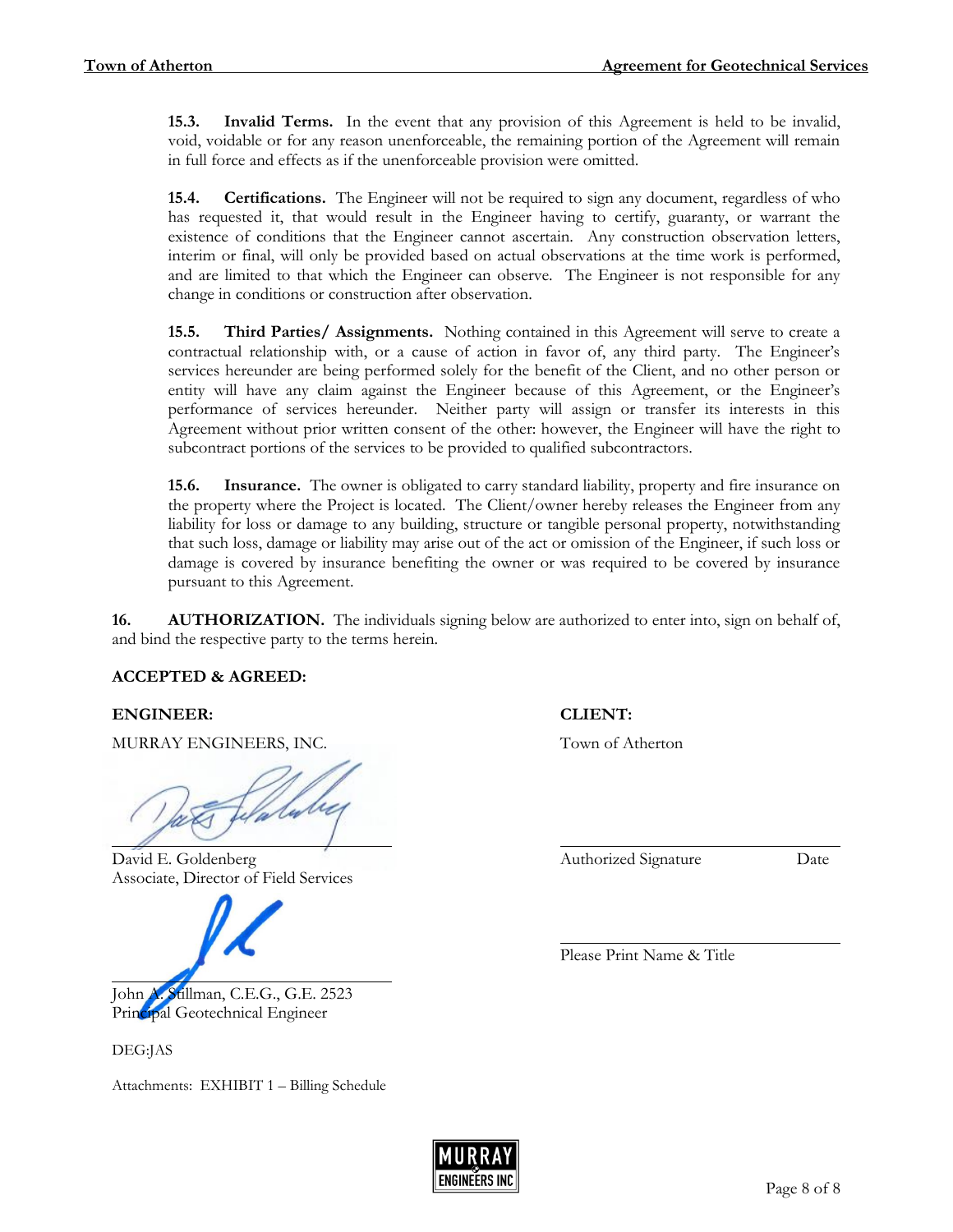**15.3. Invalid Terms.** In the event that any provision of this Agreement is held to be invalid, void, voidable or for any reason unenforceable, the remaining portion of the Agreement will remain in full force and effects as if the unenforceable provision were omitted.

**15.4. Certifications.** The Engineer will not be required to sign any document, regardless of who has requested it, that would result in the Engineer having to certify, guaranty, or warrant the existence of conditions that the Engineer cannot ascertain. Any construction observation letters, interim or final, will only be provided based on actual observations at the time work is performed, and are limited to that which the Engineer can observe. The Engineer is not responsible for any change in conditions or construction after observation.

**15.5. Third Parties/ Assignments.** Nothing contained in this Agreement will serve to create a contractual relationship with, or a cause of action in favor of, any third party. The Engineer's services hereunder are being performed solely for the benefit of the Client, and no other person or entity will have any claim against the Engineer because of this Agreement, or the Engineer's performance of services hereunder. Neither party will assign or transfer its interests in this Agreement without prior written consent of the other: however, the Engineer will have the right to subcontract portions of the services to be provided to qualified subcontractors.

**15.6. Insurance.** The owner is obligated to carry standard liability, property and fire insurance on the property where the Project is located. The Client/owner hereby releases the Engineer from any liability for loss or damage to any building, structure or tangible personal property, notwithstanding that such loss, damage or liability may arise out of the act or omission of the Engineer, if such loss or damage is covered by insurance benefiting the owner or was required to be covered by insurance pursuant to this Agreement.

**16. AUTHORIZATION.** The individuals signing below are authorized to enter into, sign on behalf of, and bind the respective party to the terms herein.

**ACCEPTED & AGREED:**

**ENGINEER:**

MURRAY ENGINEERS, INC.

David E. Goldenberg
Associate, Director of Field Services

John A. Stillman, C.E.G., G.E. 2523
Principal Geotechnical Engineer

**CLIENT:**

Town of Atherton

Authorized Signature Date

Please Print Name & Title

DEG:JAS

Attachments: EXHIBIT 1 – Billing Schedule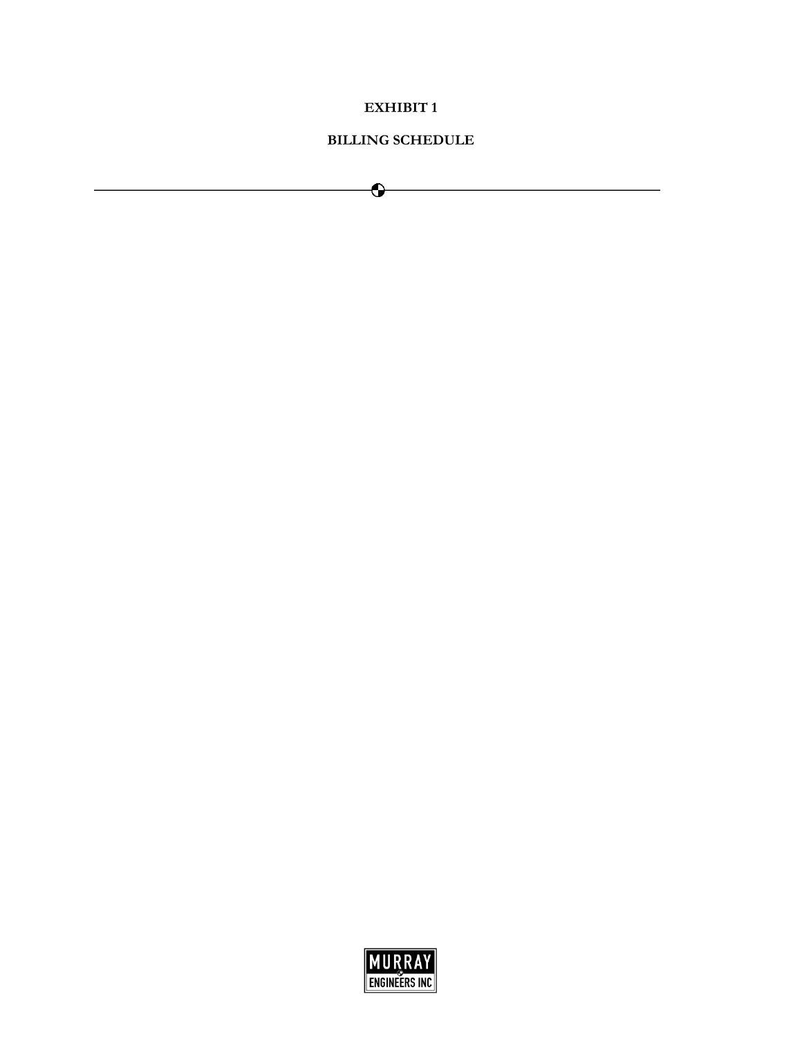# EXHIBIT 1

## BILLING SCHEDULE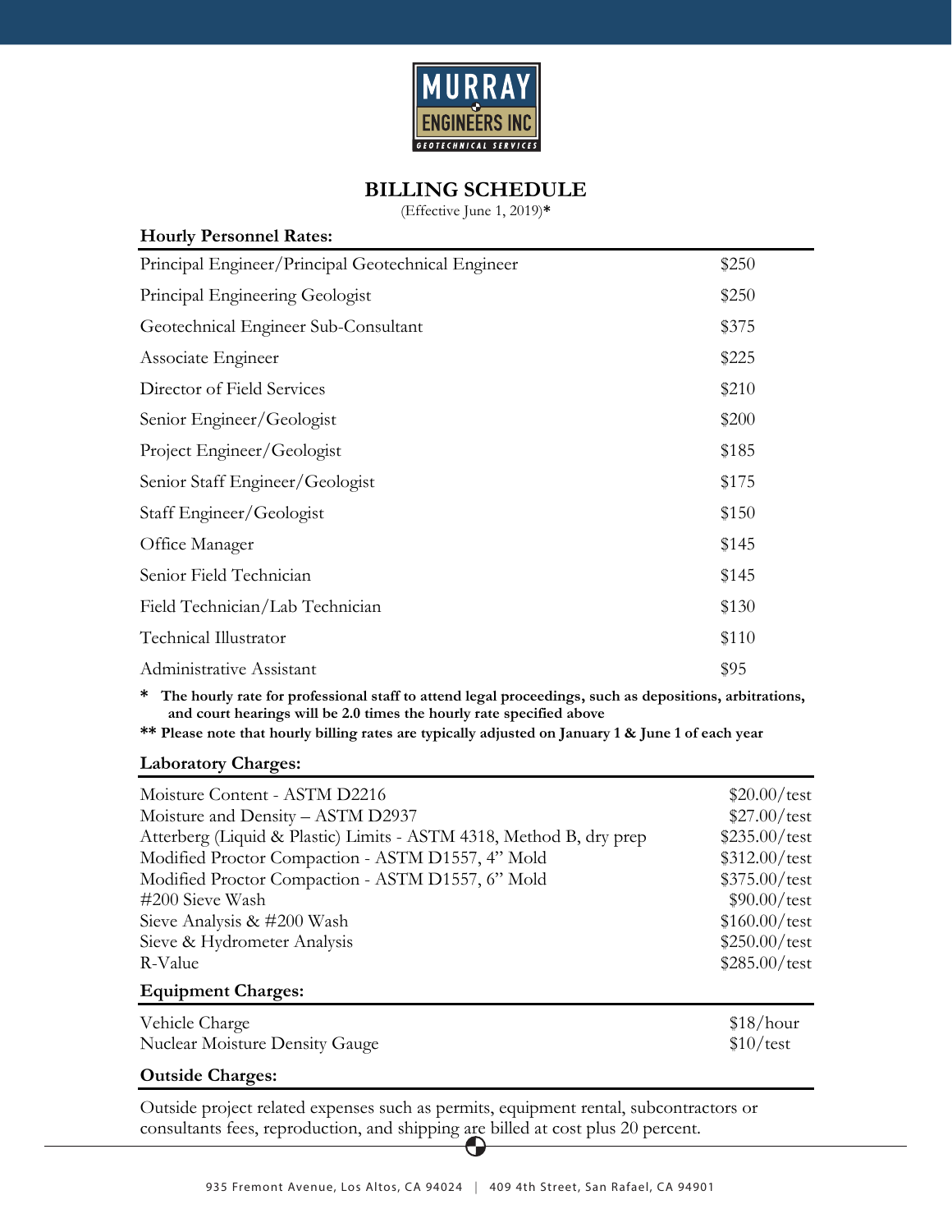# BILLING SCHEDULE

(Effective June 1, 2019)*

**Hourly Personnel Rates:**

| | |
|---|---|
| Principal Engineer/Principal Geotechnical Engineer | $250 |
| Principal Engineering Geologist | $250 |
| Geotechnical Engineer Sub-Consultant | $375 |
| Associate Engineer | $225 |
| Director of Field Services | $210 |
| Senior Engineer/Geologist | $200 |
| Project Engineer/Geologist | $185 |
| Senior Staff Engineer/Geologist | $175 |
| Staff Engineer/Geologist | $150 |
| Office Manager | $145 |
| Senior Field Technician | $145 |
| Field Technician/Lab Technician | $130 |
| Technical Illustrator | $110 |
| Administrative Assistant | $95 |

**\* The hourly rate for professional staff to attend legal proceedings, such as depositions, arbitrations, and court hearings will be 2.0 times the hourly rate specified above**

**\*\* Please note that hourly billing rates are typically adjusted on January 1 & June 1 of each year**

**Laboratory Charges:**

| | |
|---|---|
| Moisture Content - ASTM D2216 | $20.00/test |
| Moisture and Density – ASTM D2937 | $27.00/test |
| Atterberg (Liquid & Plastic) Limits - ASTM 4318, Method B, dry prep | $235.00/test |
| Modified Proctor Compaction - ASTM D1557, 4" Mold | $312.00/test |
| Modified Proctor Compaction - ASTM D1557, 6" Mold | $375.00/test |
| #200 Sieve Wash | $90.00/test |
| Sieve Analysis & #200 Wash | $160.00/test |
| Sieve & Hydrometer Analysis | $250.00/test |
| R-Value | $285.00/test |

**Equipment Charges:**

| | |
|---|---|
| Vehicle Charge | $18/hour |
| Nuclear Moisture Density Gauge | $10/test |

**Outside Charges:**

Outside project related expenses such as permits, equipment rental, subcontractors or consultants fees, reproduction, and shipping are billed at cost plus 20 percent.

935 Fremont Avenue, Los Altos, CA 94024 | 409 4th Street, San Rafael, CA 94901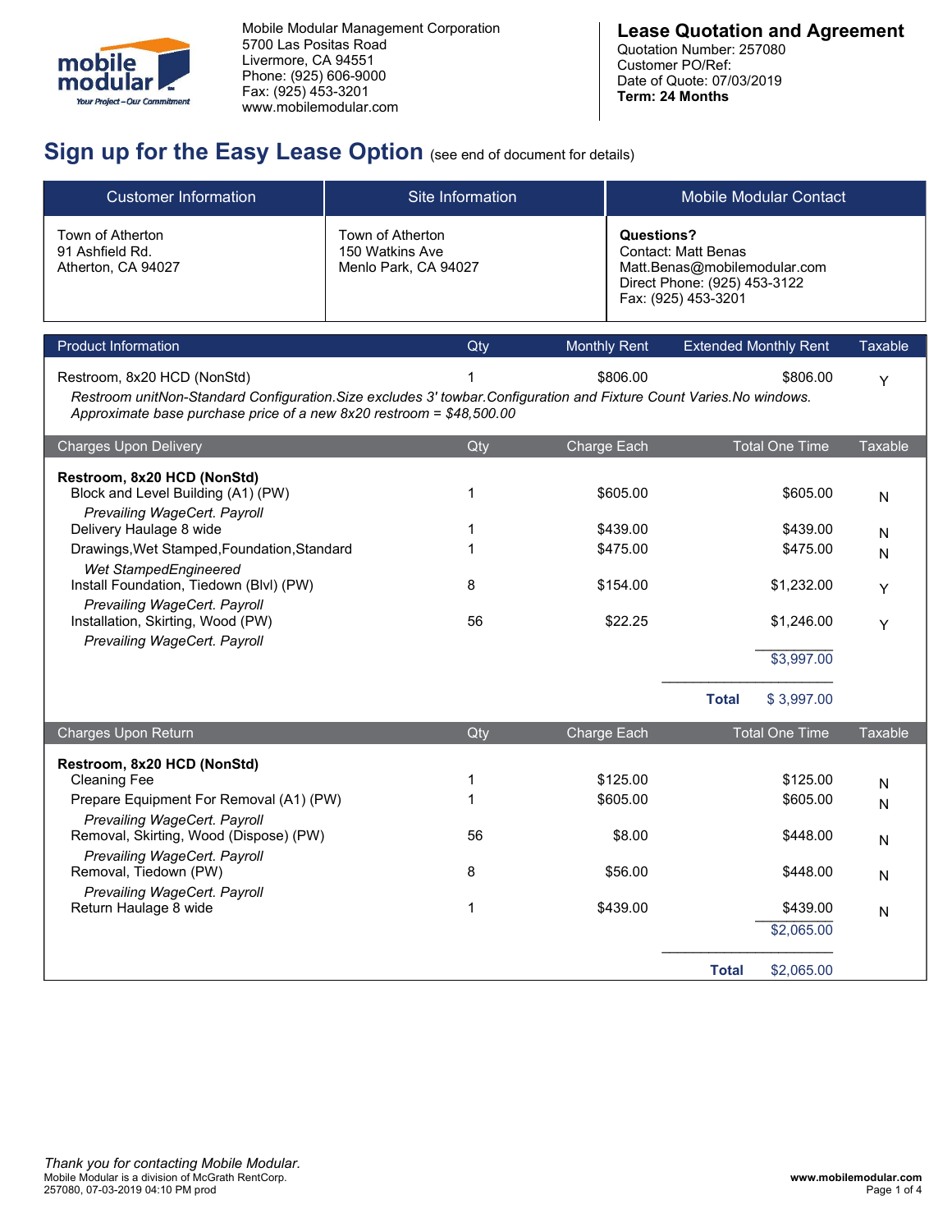Mobile Modular Management Corporation
5700 Las Positas Road
Livermore, CA 94551
Phone: (925) 606-9000
Fax: (925) 453-3201
www.mobilemodular.com

**Lease Quotation and Agreement**
Quotation Number: 257080
Customer PO/Ref:
Date of Quote: 07/03/2019
**Term: 24 Months**

## Sign up for the Easy Lease Option (see end of document for details)

| Customer Information | Site Information | Mobile Modular Contact |
|---|---|---|
| Town of Atherton<br>91 Ashfield Rd.<br>Atherton, CA 94027 | Town of Atherton<br>150 Watkins Ave<br>Menlo Park, CA 94027 | **Questions?**<br>Contact: Matt Benas<br>Matt.Benas@mobilemodular.com<br>Direct Phone: (925) 453-3122<br>Fax: (925) 453-3201 |

| Product Information | Qty | Monthly Rent | Extended Monthly Rent | Taxable |
|---|---|---|---|---|
| Restroom, 8x20 HCD (NonStd) | 1 | $806.00 | $806.00 | Y |
| *Restroom unitNon-Standard Configuration.Size excludes 3' towbar.Configuration and Fixture Count Varies.No windows. Approximate base purchase price of a new 8x20 restroom = $48,500.00* | | | | |

| Charges Upon Delivery | Qty | Charge Each | Total One Time | Taxable |
|---|---|---|---|---|
| **Restroom, 8x20 HCD (NonStd)** | | | | |
| Block and Level Building (A1) (PW)<br>*Prevailing WageCert. Payroll* | 1 | $605.00 | $605.00 | N |
| Delivery Haulage 8 wide | 1 | $439.00 | $439.00 | N |
| Drawings,Wet Stamped,Foundation,Standard<br>*Wet StampedEngineered* | 1 | $475.00 | $475.00 | N |
| Install Foundation, Tiedown (Blvl) (PW)<br>*Prevailing WageCert. Payroll* | 8 | $154.00 | $1,232.00 | Y |
| Installation, Skirting, Wood (PW)<br>*Prevailing WageCert. Payroll* | 56 | $22.25 | $1,246.00 | Y |
| | | | $3,997.00 | |
| | | **Total** | $ 3,997.00 | |

| Charges Upon Return | Qty | Charge Each | Total One Time | Taxable |
|---|---|---|---|---|
| **Restroom, 8x20 HCD (NonStd)** | | | | |
| Cleaning Fee | 1 | $125.00 | $125.00 | N |
| Prepare Equipment For Removal (A1) (PW)<br>*Prevailing WageCert. Payroll* | 1 | $605.00 | $605.00 | N |
| Removal, Skirting, Wood (Dispose) (PW)<br>*Prevailing WageCert. Payroll* | 56 | $8.00 | $448.00 | N |
| Removal, Tiedown (PW)<br>*Prevailing WageCert. Payroll* | 8 | $56.00 | $448.00 | N |
| Return Haulage 8 wide | 1 | $439.00 | $439.00 | N |
| | | | $2,065.00 | |
| | | **Total** | $2,065.00 | |

*Thank you for contacting Mobile Modular.*
Mobile Modular is a division of McGrath RentCorp.
257080, 07-03-2019 04:10 PM prod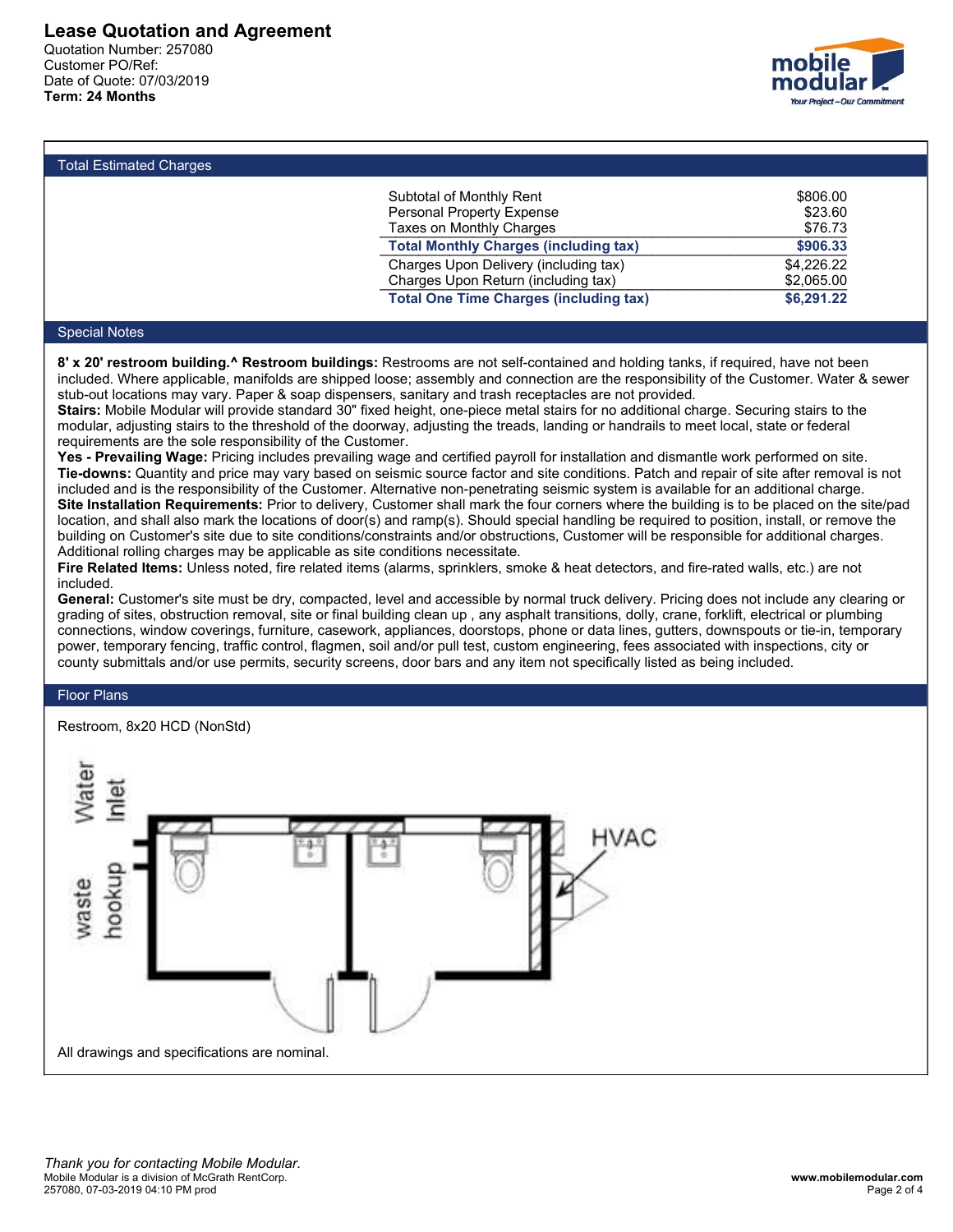# Lease Quotation and Agreement

Quotation Number: 257080
Customer PO/Ref:
Date of Quote: 07/03/2019
**Term: 24 Months**

## Total Estimated Charges

| | |
|---|---:|
| Subtotal of Monthly Rent | $806.00 |
| Personal Property Expense | $23.60 |
| Taxes on Monthly Charges | $76.73 |
| **Total Monthly Charges (including tax)** | **$906.33** |
| Charges Upon Delivery (including tax) | $4,226.22 |
| Charges Upon Return (including tax) | $2,065.00 |
| **Total One Time Charges (including tax)** | **$6,291.22** |

## Special Notes

**8' x 20' restroom building.^ Restroom buildings:** Restrooms are not self-contained and holding tanks, if required, have not been included. Where applicable, manifolds are shipped loose; assembly and connection are the responsibility of the Customer. Water & sewer stub-out locations may vary. Paper & soap dispensers, sanitary and trash receptacles are not provided.
**Stairs:** Mobile Modular will provide standard 30" fixed height, one-piece metal stairs for no additional charge. Securing stairs to the modular, adjusting stairs to the threshold of the doorway, adjusting the treads, landing or handrails to meet local, state or federal requirements are the sole responsibility of the Customer.
**Yes - Prevailing Wage:** Pricing includes prevailing wage and certified payroll for installation and dismantle work performed on site.
**Tie-downs:** Quantity and price may vary based on seismic source factor and site conditions. Patch and repair of site after removal is not included and is the responsibility of the Customer. Alternative non-penetrating seismic system is available for an additional charge.
**Site Installation Requirements:** Prior to delivery, Customer shall mark the four corners where the building is to be placed on the site/pad location, and shall also mark the locations of door(s) and ramp(s). Should special handling be required to position, install, or remove the building on Customer's site due to site conditions/constraints and/or obstructions, Customer will be responsible for additional charges. Additional rolling charges may be applicable as site conditions necessitate.
**Fire Related Items:** Unless noted, fire related items (alarms, sprinklers, smoke & heat detectors, and fire-rated walls, etc.) are not included.
**General:** Customer's site must be dry, compacted, level and accessible by normal truck delivery. Pricing does not include any clearing or grading of sites, obstruction removal, site or final building clean up , any asphalt transitions, dolly, crane, forklift, electrical or plumbing connections, window coverings, furniture, casework, appliances, doorstops, phone or data lines, gutters, downspouts or tie-in, temporary power, temporary fencing, traffic control, flagmen, soil and/or pull test, custom engineering, fees associated with inspections, city or county submittals and/or use permits, security screens, door bars and any item not specifically listed as being included.

## Floor Plans

Restroom, 8x20 HCD (NonStd)

Water Inlet
waste hookup
HVAC

All drawings and specifications are nominal.

*Thank you for contacting Mobile Modular.*
Mobile Modular is a division of McGrath RentCorp.
257080, 07-03-2019 04:10 PM prod
www.mobilemodular.com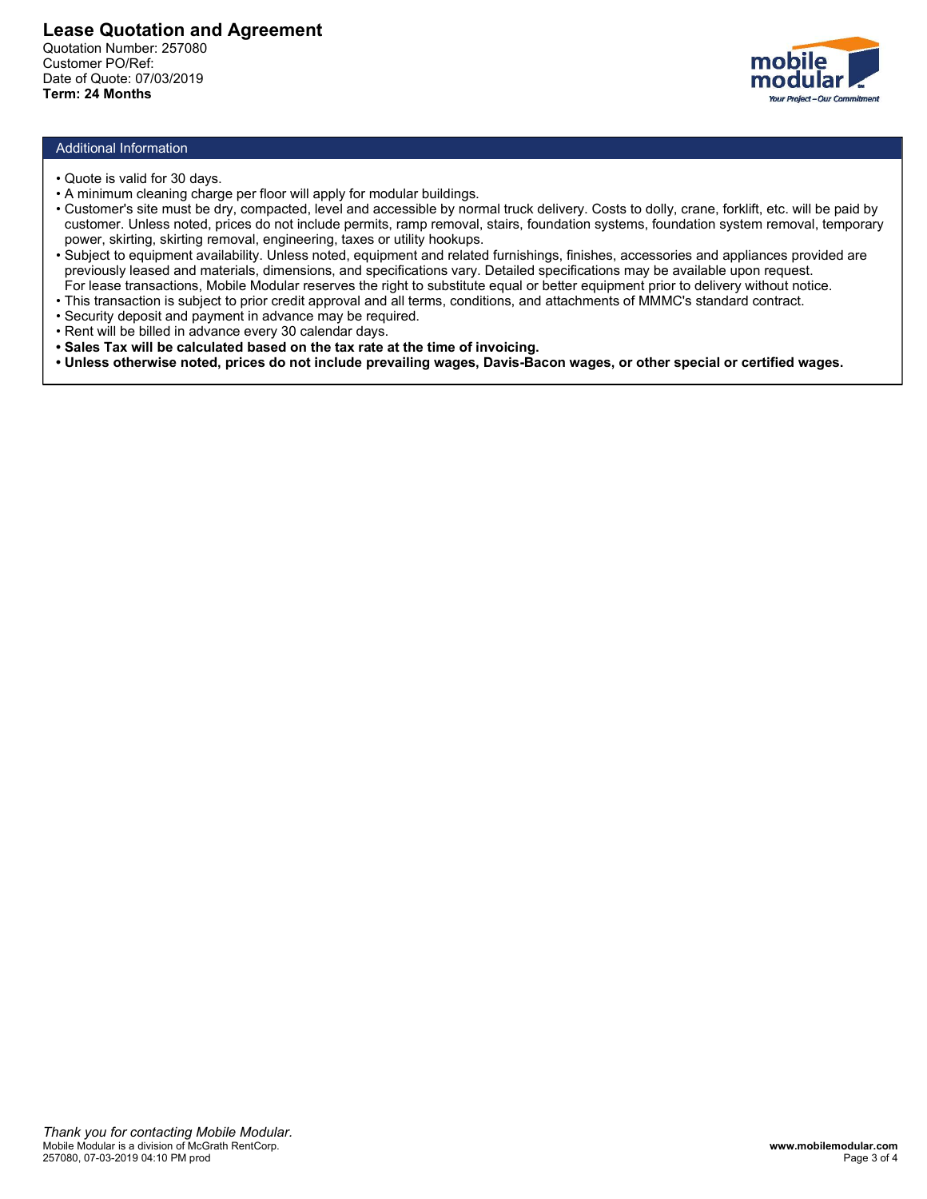# Lease Quotation and Agreement

Quotation Number: 257080
Customer PO/Ref:
Date of Quote: 07/03/2019
**Term: 24 Months**

## Additional Information

- Quote is valid for 30 days.
- A minimum cleaning charge per floor will apply for modular buildings.
- Customer's site must be dry, compacted, level and accessible by normal truck delivery. Costs to dolly, crane, forklift, etc. will be paid by customer. Unless noted, prices do not include permits, ramp removal, stairs, foundation systems, foundation system removal, temporary power, skirting, skirting removal, engineering, taxes or utility hookups.
- Subject to equipment availability. Unless noted, equipment and related furnishings, finishes, accessories and appliances provided are previously leased and materials, dimensions, and specifications vary. Detailed specifications may be available upon request. For lease transactions, Mobile Modular reserves the right to substitute equal or better equipment prior to delivery without notice.
- This transaction is subject to prior credit approval and all terms, conditions, and attachments of MMMC's standard contract.
- Security deposit and payment in advance may be required.
- Rent will be billed in advance every 30 calendar days.
- **Sales Tax will be calculated based on the tax rate at the time of invoicing.**
- **Unless otherwise noted, prices do not include prevailing wages, Davis-Bacon wages, or other special or certified wages.**

*Thank you for contacting Mobile Modular.*
Mobile Modular is a division of McGrath RentCorp.
257080, 07-03-2019 04:10 PM prod

**www.mobilemodular.com**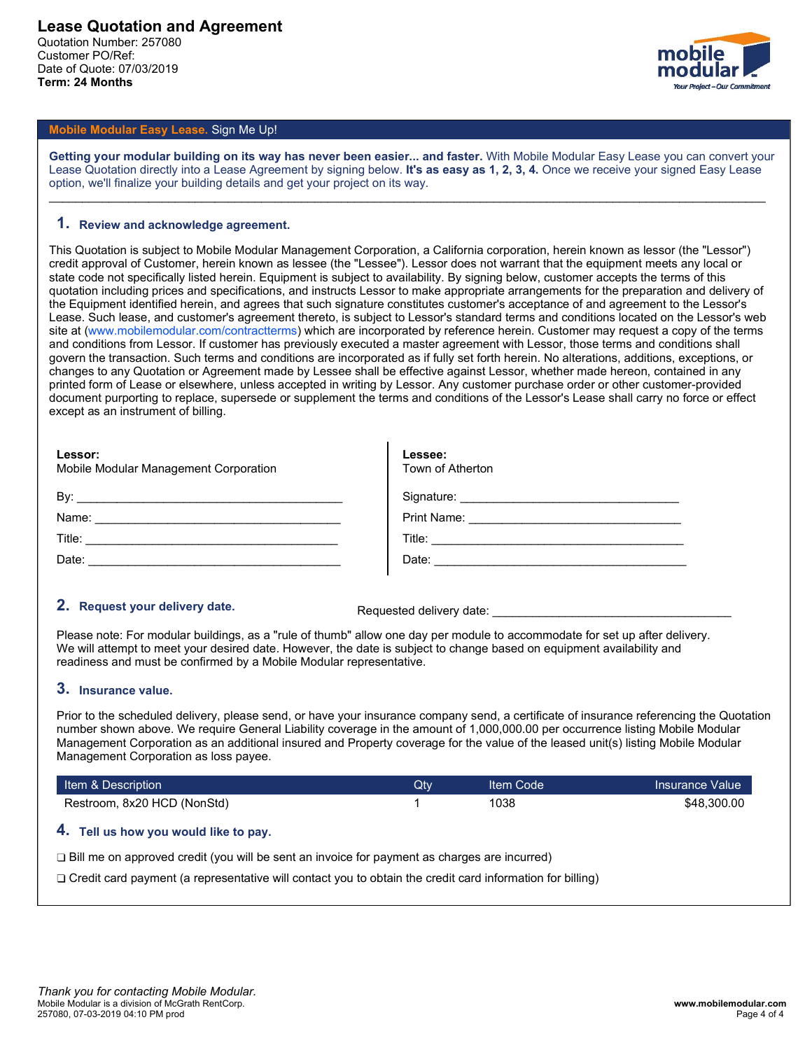# Lease Quotation and Agreement

Quotation Number: 257080
Customer PO/Ref:
Date of Quote: 07/03/2019
**Term: 24 Months**

mobile modular
*Your Project – Our Commitment*

## Mobile Modular Easy Lease. Sign Me Up!

**Getting your modular building on its way has never been easier... and faster.** With Mobile Modular Easy Lease you can convert your Lease Quotation directly into a Lease Agreement by signing below. **It's as easy as 1, 2, 3, 4.** Once we receive your signed Easy Lease option, we'll finalize your building details and get your project on its way.

### 1. Review and acknowledge agreement.

This Quotation is subject to Mobile Modular Management Corporation, a California corporation, herein known as lessor (the "Lessor") credit approval of Customer, herein known as lessee (the "Lessee"). Lessor does not warrant that the equipment meets any local or state code not specifically listed herein. Equipment is subject to availability. By signing below, customer accepts the terms of this quotation including prices and specifications, and instructs Lessor to make appropriate arrangements for the preparation and delivery of the Equipment identified herein, and agrees that such signature constitutes customer's acceptance of and agreement to the Lessor's Lease. Such lease, and customer's agreement thereto, is subject to Lessor's standard terms and conditions located on the Lessor's web site at (www.mobilemodular.com/contractterms) which are incorporated by reference herein. Customer may request a copy of the terms and conditions from Lessor. If customer has previously executed a master agreement with Lessor, those terms and conditions shall govern the transaction. Such terms and conditions are incorporated as if fully set forth herein. No alterations, additions, exceptions, or changes to any Quotation or Agreement made by Lessee shall be effective against Lessor, whether made hereon, contained in any printed form of Lease or elsewhere, unless accepted in writing by Lessor. Any customer purchase order or other customer-provided document purporting to replace, supersede or supplement the terms and conditions of the Lessor's Lease shall carry no force or effect except as an instrument of billing.

**Lessor:**
Mobile Modular Management Corporation

By: ______________________________
Name: ______________________________
Title: ______________________________
Date: ______________________________

**Lessee:**
Town of Atherton

Signature: ______________________________
Print Name: ______________________________
Title: ______________________________
Date: ______________________________

### 2. Request your delivery date.

Requested delivery date: ______________________________

Please note: For modular buildings, as a "rule of thumb" allow one day per module to accommodate for set up after delivery. We will attempt to meet your desired date. However, the date is subject to change based on equipment availability and readiness and must be confirmed by a Mobile Modular representative.

### 3. Insurance value.

Prior to the scheduled delivery, please send, or have your insurance company send, a certificate of insurance referencing the Quotation number shown above. We require General Liability coverage in the amount of 1,000,000.00 per occurrence listing Mobile Modular Management Corporation as an additional insured and Property coverage for the value of the leased unit(s) listing Mobile Modular Management Corporation as loss payee.

| Item & Description | Qty | Item Code | Insurance Value |
|---|---|---|---|
| Restroom, 8x20 HCD (NonStd) | 1 | 1038 | $48,300.00 |

### 4. Tell us how you would like to pay.

❑ Bill me on approved credit (you will be sent an invoice for payment as charges are incurred)

❑ Credit card payment (a representative will contact you to obtain the credit card information for billing)

*Thank you for contacting Mobile Modular.*
Mobile Modular is a division of McGrath RentCorp.
257080, 07-03-2019 04:10 PM prod

**www.mobilemodular.com**